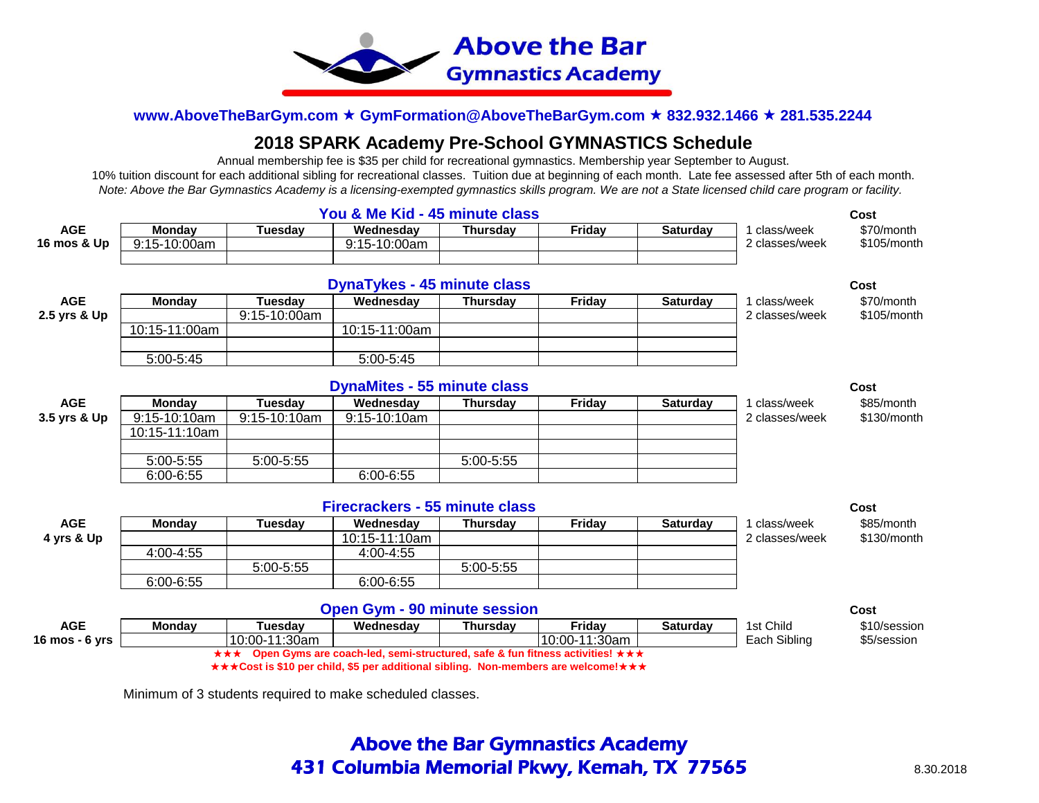# Above the Bar Gymnastics Academy

**www.AboveTheBarGym.com ★ GymFormation@AboveTheBarGym.com ★ 832.932.1466 ★ 281.535.2244**

## 2018 SPARK Academy Pre-School GYMNASTICS Schedule

Annual membership fee is $35 per child for recreational gymnastics. Membership year September to August.

10% tuition discount for each additional sibling for recreational classes. Tuition due at beginning of each month. Late fee assessed after 5th of each month.

*Note: Above the Bar Gymnastics Academy is a licensing-exempted gymnastics skills program. We are not a State licensed child care program or facility.*

### You & Me Kid - 45 minute class

| AGE | Monday | Tuesday | Wednesday | Thursday | Friday | Saturday | | Cost |
|---|---|---|---|---|---|---|---|---|
| 16 mos & Up | 9:15-10:00am | | 9:15-10:00am | | | | 1 class/week | $70/month |
| | | | | | | | 2 classes/week | $105/month |

### DynaTykes - 45 minute class

| AGE | Monday | Tuesday | Wednesday | Thursday | Friday | Saturday | | Cost |
|---|---|---|---|---|---|---|---|---|
| 2.5 yrs & Up | | 9:15-10:00am | | | | | 1 class/week | $70/month |
| | 10:15-11:00am | | 10:15-11:00am | | | | 2 classes/week | $105/month |
| | | | | | | | | |
| | 5:00-5:45 | | 5:00-5:45 | | | | | |

### DynaMites - 55 minute class

| AGE | Monday | Tuesday | Wednesday | Thursday | Friday | Saturday | | Cost |
|---|---|---|---|---|---|---|---|---|
| 3.5 yrs & Up | 9:15-10:10am | 9:15-10:10am | 9:15-10:10am | | | | 1 class/week | $85/month |
| | 10:15-11:10am | | | | | | 2 classes/week | $130/month |
| | | | | | | | | |
| | 5:00-5:55 | 5:00-5:55 | | 5:00-5:55 | | | | |
| | 6:00-6:55 | | 6:00-6:55 | | | | | |

### Firecrackers - 55 minute class

| AGE | Monday | Tuesday | Wednesday | Thursday | Friday | Saturday | | Cost |
|---|---|---|---|---|---|---|---|---|
| 4 yrs & Up | | | 10:15-11:10am | | | | 1 class/week | $85/month |
| | 4:00-4:55 | | 4:00-4:55 | | | | 2 classes/week | $130/month |
| | | 5:00-5:55 | | 5:00-5:55 | | | | |
| | 6:00-6:55 | | 6:00-6:55 | | | | | |

### Open Gym - 90 minute session

| AGE | Monday | Tuesday | Wednesday | Thursday | Friday | Saturday | | Cost |
|---|---|---|---|---|---|---|---|---|
| 16 mos - 6 yrs | | 10:00-11:30am | | | 10:00-11:30am | | 1st Child | $10/session |
| | | | | | | | Each Sibling | $5/session |

**★★★ Open Gyms are coach-led, semi-structured, safe & fun fitness activities! ★★★**

**★★★Cost is $10 per child, $5 per additional sibling. Non-members are welcome!★★★**

Minimum of 3 students required to make scheduled classes.

**Above the Bar Gymnastics Academy**
**431 Columbia Memorial Pkwy, Kemah, TX 77565**

8.30.2018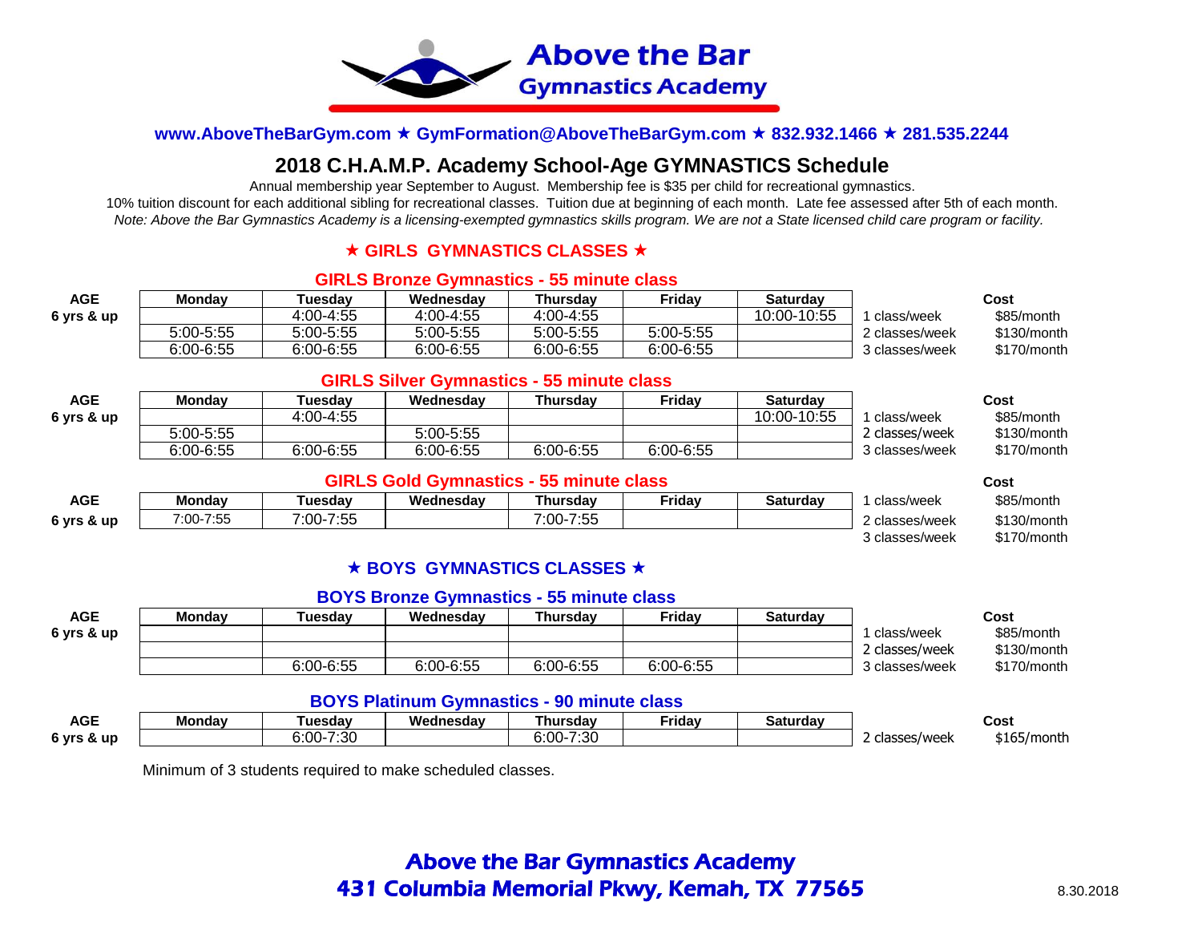# Above the Bar Gymnastics Academy

**www.AboveTheBarGym.com ★ GymFormation@AboveTheBarGym.com ★ 832.932.1466 ★ 281.535.2244**

## 2018 C.H.A.M.P. Academy School-Age GYMNASTICS Schedule

Annual membership year September to August. Membership fee is $35 per child for recreational gymnastics.

10% tuition discount for each additional sibling for recreational classes. Tuition due at beginning of each month. Late fee assessed after 5th of each month.

*Note: Above the Bar Gymnastics Academy is a licensing-exempted gymnastics skills program. We are not a State licensed child care program or facility.*

### ★ GIRLS GYMNASTICS CLASSES ★

#### GIRLS Bronze Gymnastics - 55 minute class

| AGE | Monday | Tuesday | Wednesday | Thursday | Friday | Saturday | | Cost |
|---|---|---|---|---|---|---|---|---|
| 6 yrs & up | | 4:00-4:55 | 4:00-4:55 | 4:00-4:55 | | 10:00-10:55 | 1 class/week | $85/month |
| | 5:00-5:55 | 5:00-5:55 | 5:00-5:55 | 5:00-5:55 | 5:00-5:55 | | 2 classes/week | $130/month |
| | 6:00-6:55 | 6:00-6:55 | 6:00-6:55 | 6:00-6:55 | 6:00-6:55 | | 3 classes/week | $170/month |

#### GIRLS Silver Gymnastics - 55 minute class

| AGE | Monday | Tuesday | Wednesday | Thursday | Friday | Saturday | | Cost |
|---|---|---|---|---|---|---|---|---|
| 6 yrs & up | | 4:00-4:55 | | | | 10:00-10:55 | 1 class/week | $85/month |
| | 5:00-5:55 | | 5:00-5:55 | | | | 2 classes/week | $130/month |
| | 6:00-6:55 | 6:00-6:55 | 6:00-6:55 | 6:00-6:55 | 6:00-6:55 | | 3 classes/week | $170/month |

#### GIRLS Gold Gymnastics - 55 minute class

| AGE | Monday | Tuesday | Wednesday | Thursday | Friday | Saturday | | Cost |
|---|---|---|---|---|---|---|---|---|
| | | | | | | | 1 class/week | $85/month |
| 6 yrs & up | 7:00-7:55 | 7:00-7:55 | | 7:00-7:55 | | | 2 classes/week | $130/month |
| | | | | | | | 3 classes/week | $170/month |

### ★ BOYS GYMNASTICS CLASSES ★

#### BOYS Bronze Gymnastics - 55 minute class

| AGE | Monday | Tuesday | Wednesday | Thursday | Friday | Saturday | | Cost |
|---|---|---|---|---|---|---|---|---|
| 6 yrs & up | | | | | | | 1 class/week | $85/month |
| | | | | | | | 2 classes/week | $130/month |
| | | 6:00-6:55 | 6:00-6:55 | 6:00-6:55 | 6:00-6:55 | | 3 classes/week | $170/month |

#### BOYS Platinum Gymnastics - 90 minute class

| AGE | Monday | Tuesday | Wednesday | Thursday | Friday | Saturday | | Cost |
|---|---|---|---|---|---|---|---|---|
| 6 yrs & up | | 6:00-7:30 | | 6:00-7:30 | | | 2 classes/week | $165/month |

Minimum of 3 students required to make scheduled classes.

**Above the Bar Gymnastics Academy**
**431 Columbia Memorial Pkwy, Kemah, TX 77565**

8.30.2018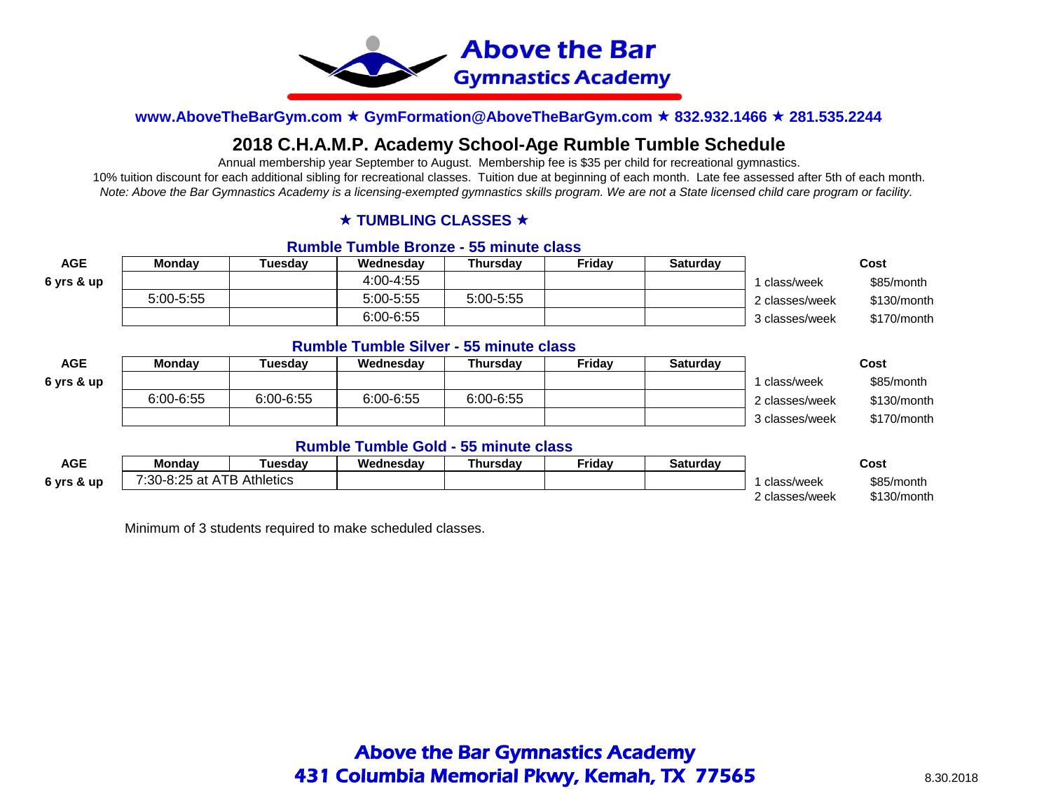# Above the Bar Gymnastics Academy

**www.AboveTheBarGym.com ★ GymFormation@AboveTheBarGym.com ★ 832.932.1466 ★ 281.535.2244**

## 2018 C.H.A.M.P. Academy School-Age Rumble Tumble Schedule

Annual membership year September to August. Membership fee is $35 per child for recreational gymnastics.
10% tuition discount for each additional sibling for recreational classes. Tuition due at beginning of each month. Late fee assessed after 5th of each month.
*Note: Above the Bar Gymnastics Academy is a licensing-exempted gymnastics skills program. We are not a State licensed child care program or facility.*

### ★ TUMBLING CLASSES ★

**Rumble Tumble Bronze - 55 minute class**

| AGE | Monday | Tuesday | Wednesday | Thursday | Friday | Saturday | | Cost |
|---|---|---|---|---|---|---|---|---|
| 6 yrs & up | | | 4:00-4:55 | | | | 1 class/week | $85/month |
| | 5:00-5:55 | | 5:00-5:55 | 5:00-5:55 | | | 2 classes/week | $130/month |
| | | | 6:00-6:55 | | | | 3 classes/week | $170/month |

**Rumble Tumble Silver - 55 minute class**

| AGE | Monday | Tuesday | Wednesday | Thursday | Friday | Saturday | | Cost |
|---|---|---|---|---|---|---|---|---|
| 6 yrs & up | | | | | | | 1 class/week | $85/month |
| | 6:00-6:55 | 6:00-6:55 | 6:00-6:55 | 6:00-6:55 | | | 2 classes/week | $130/month |
| | | | | | | | 3 classes/week | $170/month |

**Rumble Tumble Gold - 55 minute class**

| AGE | Monday | Tuesday | Wednesday | Thursday | Friday | Saturday | | Cost |
|---|---|---|---|---|---|---|---|---|
| 6 yrs & up | 7:30-8:25 at ATB Athletics | | | | | | 1 class/week | $85/month |
| | | | | | | | 2 classes/week | $130/month |

Minimum of 3 students required to make scheduled classes.

**Above the Bar Gymnastics Academy**
**431 Columbia Memorial Pkwy, Kemah, TX 77565**

8.30.2018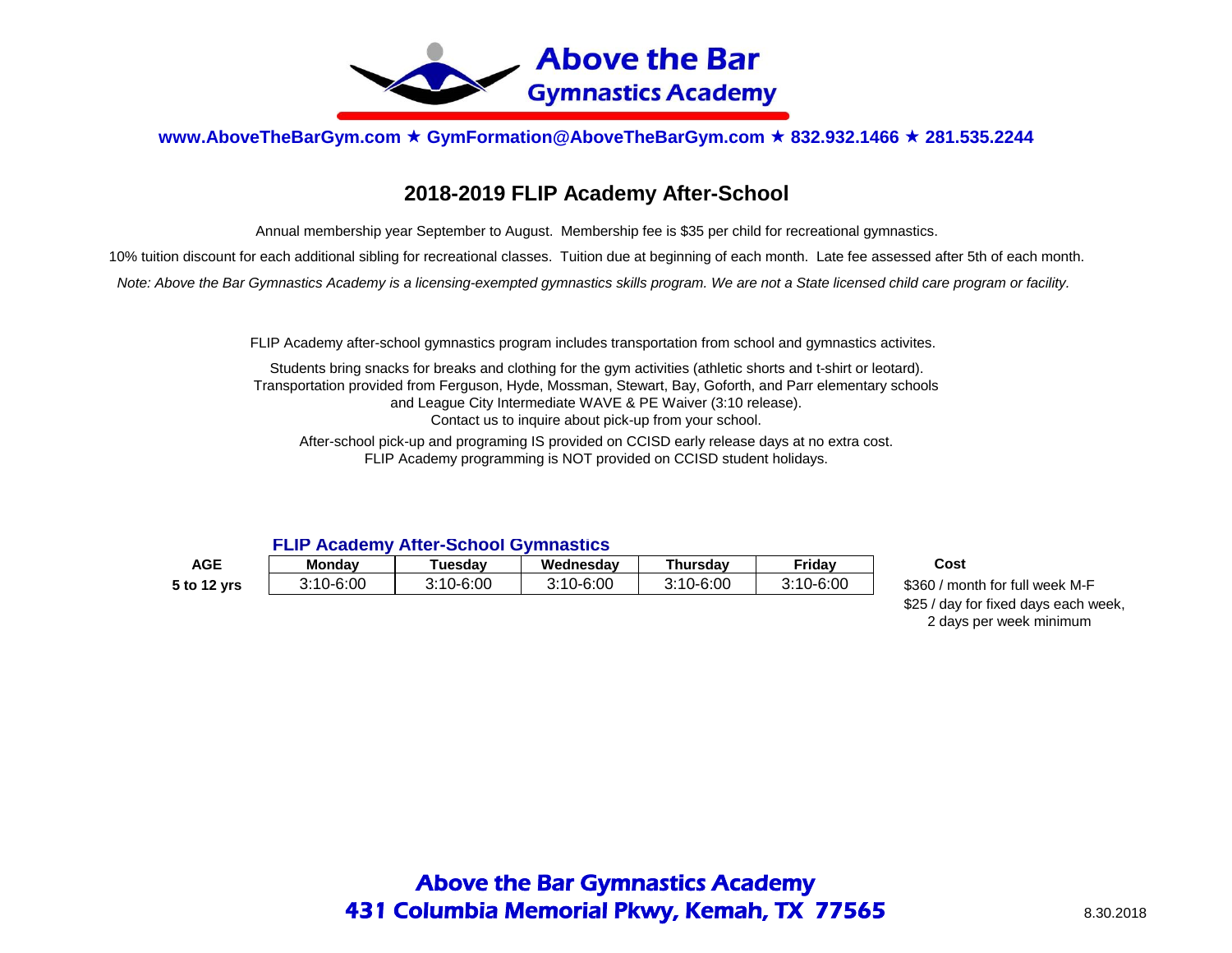# Above the Bar Gymnastics Academy

**www.AboveTheBarGym.com ★ GymFormation@AboveTheBarGym.com ★ 832.932.1466 ★ 281.535.2244**

## 2018-2019 FLIP Academy After-School

Annual membership year September to August. Membership fee is $35 per child for recreational gymnastics.

10% tuition discount for each additional sibling for recreational classes. Tuition due at beginning of each month. Late fee assessed after 5th of each month.

*Note: Above the Bar Gymnastics Academy is a licensing-exempted gymnastics skills program. We are not a State licensed child care program or facility.*

FLIP Academy after-school gymnastics program includes transportation from school and gymnastics activites.

Students bring snacks for breaks and clothing for the gym activities (athletic shorts and t-shirt or leotard).
Transportation provided from Ferguson, Hyde, Mossman, Stewart, Bay, Goforth, and Parr elementary schools and League City Intermediate WAVE & PE Waiver (3:10 release).
Contact us to inquire about pick-up from your school.

After-school pick-up and programing IS provided on CCISD early release days at no extra cost.
FLIP Academy programming is NOT provided on CCISD student holidays.

### FLIP Academy After-School Gymnastics

| AGE | Monday | Tuesday | Wednesday | Thursday | Friday | Cost |
|---|---|---|---|---|---|---|
| 5 to 12 yrs | 3:10-6:00 | 3:10-6:00 | 3:10-6:00 | 3:10-6:00 | 3:10-6:00 | $360 / month for full week M-F<br>$25 / day for fixed days each week, 2 days per week minimum |

**Above the Bar Gymnastics Academy**
**431 Columbia Memorial Pkwy, Kemah, TX 77565**

8.30.2018